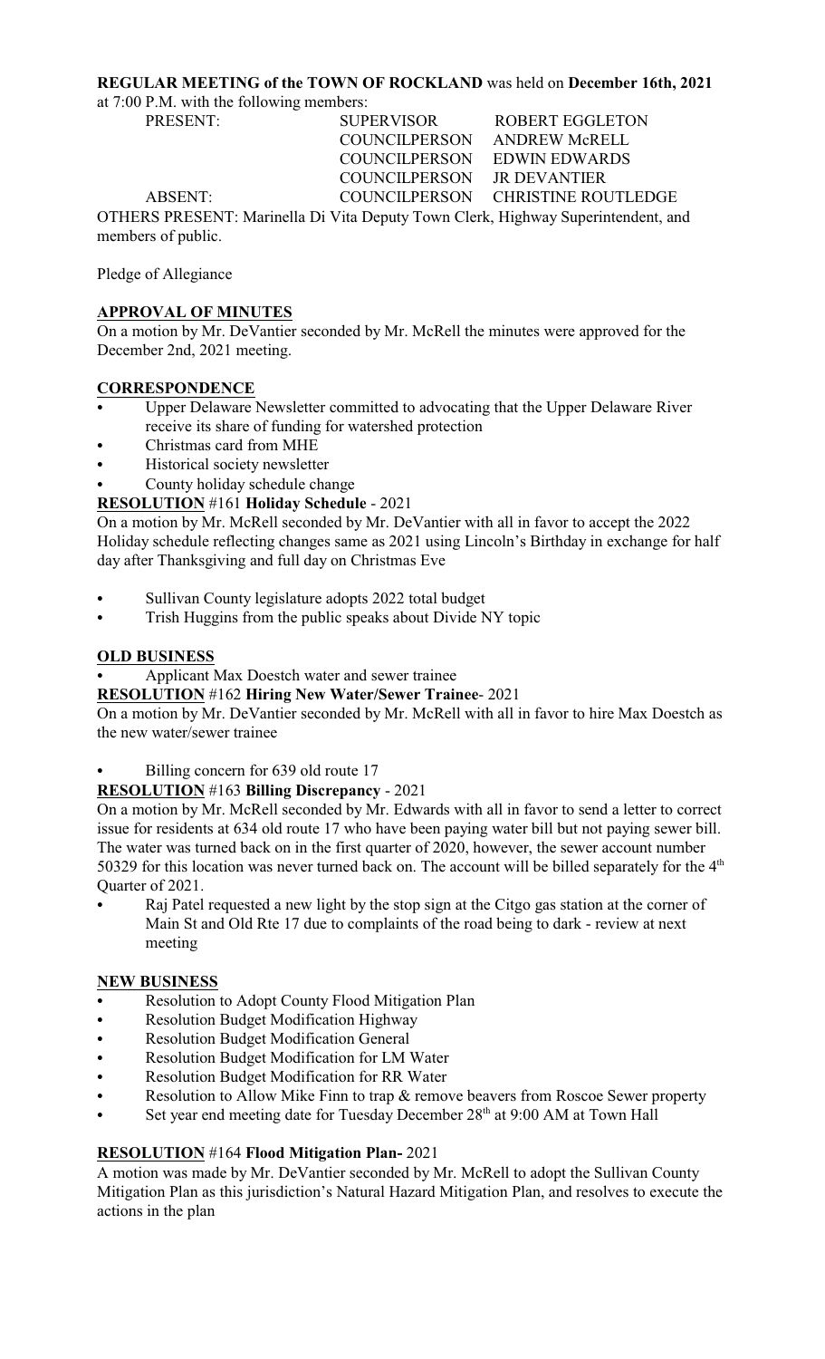**REGULAR MEETING of the TOWN OF ROCKLAND** was held on **December 16th, 2021** at 7:00 P.M. with the following members:

| | | |
|---|---|---|
| PRESENT: | SUPERVISOR | ROBERT EGGLETON |
| | COUNCILPERSON | ANDREW McRELL |
| | COUNCILPERSON | EDWIN EDWARDS |
| | COUNCILPERSON | JR DEVANTIER |
| ABSENT: | COUNCILPERSON | CHRISTINE ROUTLEDGE |

OTHERS PRESENT: Marinella Di Vita Deputy Town Clerk, Highway Superintendent, and members of public.

Pledge of Allegiance

## APPROVAL OF MINUTES

On a motion by Mr. DeVantier seconded by Mr. McRell the minutes were approved for the December 2nd, 2021 meeting.

## CORRESPONDENCE

- Upper Delaware Newsletter committed to advocating that the Upper Delaware River receive its share of funding for watershed protection
- Christmas card from MHE
- Historical society newsletter
- County holiday schedule change

**RESOLUTION #161 Holiday Schedule** - 2021

On a motion by Mr. McRell seconded by Mr. DeVantier with all in favor to accept the 2022 Holiday schedule reflecting changes same as 2021 using Lincoln's Birthday in exchange for half day after Thanksgiving and full day on Christmas Eve

- Sullivan County legislature adopts 2022 total budget
- Trish Huggins from the public speaks about Divide NY topic

## OLD BUSINESS

- Applicant Max Doestch water and sewer trainee

**RESOLUTION #162 Hiring New Water/Sewer Trainee**- 2021

On a motion by Mr. DeVantier seconded by Mr. McRell with all in favor to hire Max Doestch as the new water/sewer trainee

- Billing concern for 639 old route 17

**RESOLUTION #163 Billing Discrepancy** - 2021

On a motion by Mr. McRell seconded by Mr. Edwards with all in favor to send a letter to correct issue for residents at 634 old route 17 who have been paying water bill but not paying sewer bill. The water was turned back on in the first quarter of 2020, however, the sewer account number 50329 for this location was never turned back on. The account will be billed separately for the 4th Quarter of 2021.

- Raj Patel requested a new light by the stop sign at the Citgo gas station at the corner of Main St and Old Rte 17 due to complaints of the road being to dark - review at next meeting

## NEW BUSINESS

- Resolution to Adopt County Flood Mitigation Plan
- Resolution Budget Modification Highway
- Resolution Budget Modification General
- Resolution Budget Modification for LM Water
- Resolution Budget Modification for RR Water
- Resolution to Allow Mike Finn to trap & remove beavers from Roscoe Sewer property
- Set year end meeting date for Tuesday December 28th at 9:00 AM at Town Hall

**RESOLUTION #164 Flood Mitigation Plan-** 2021

A motion was made by Mr. DeVantier seconded by Mr. McRell to adopt the Sullivan County Mitigation Plan as this jurisdiction's Natural Hazard Mitigation Plan, and resolves to execute the actions in the plan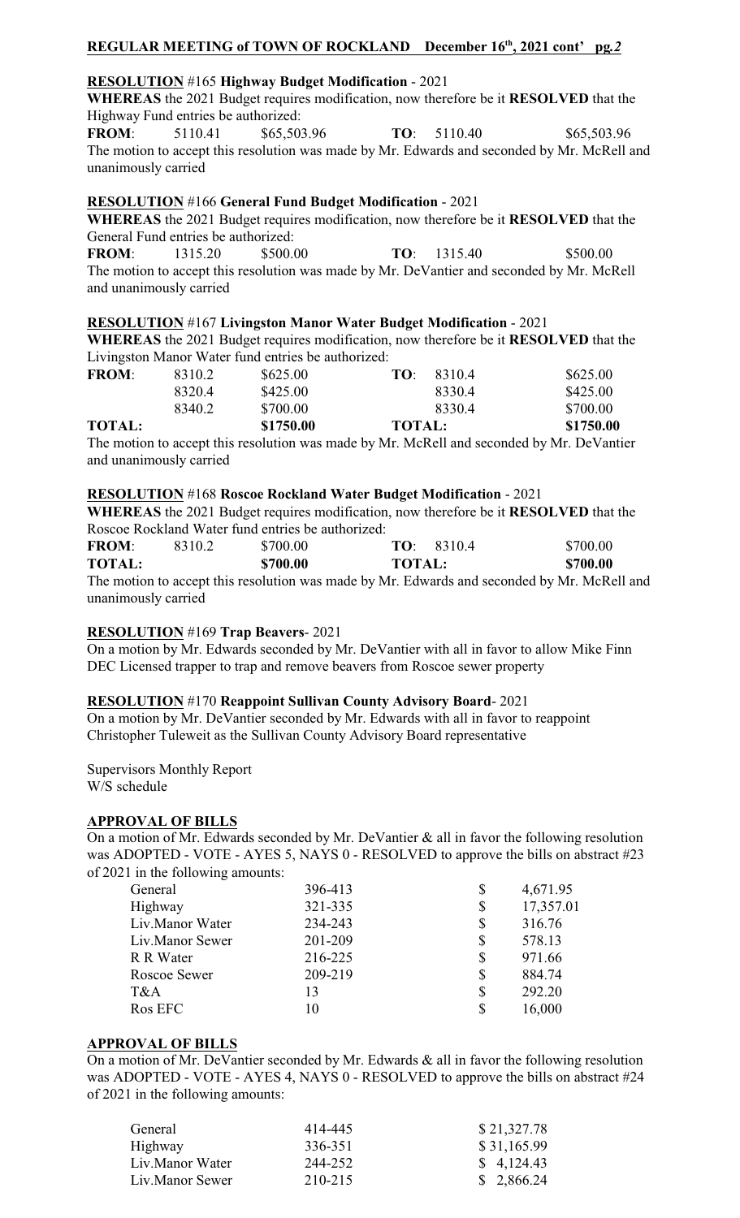**REGULAR MEETING of TOWN OF ROCKLAND December 16th, 2021 cont' pg.2**

**RESOLUTION** #165 **Highway Budget Modification** - 2021

**WHEREAS** the 2021 Budget requires modification, now therefore be it **RESOLVED** that the Highway Fund entries be authorized:

| **FROM**: | 5110.41 | $65,503.96 | **TO**: | 5110.40 | $65,503.96 |
|---|---|---|---|---|---|

The motion to accept this resolution was made by Mr. Edwards and seconded by Mr. McRell and unanimously carried

**RESOLUTION** #166 **General Fund Budget Modification** - 2021

**WHEREAS** the 2021 Budget requires modification, now therefore be it **RESOLVED** that the General Fund entries be authorized:

| **FROM**: | 1315.20 | $500.00 | **TO**: | 1315.40 | $500.00 |
|---|---|---|---|---|---|

The motion to accept this resolution was made by Mr. DeVantier and seconded by Mr. McRell and unanimously carried

**RESOLUTION** #167 **Livingston Manor Water Budget Modification** - 2021

**WHEREAS** the 2021 Budget requires modification, now therefore be it **RESOLVED** that the Livingston Manor Water fund entries be authorized:

| **FROM**: | 8310.2 | $625.00 | **TO**: | 8310.4 | $625.00 |
|---|---|---|---|---|---|
| | 8320.4 | $425.00 | | 8330.4 | $425.00 |
| | 8340.2 | $700.00 | | 8330.4 | $700.00 |
| **TOTAL:** | | **$1750.00** | **TOTAL:** | | **$1750.00** |

The motion to accept this resolution was made by Mr. McRell and seconded by Mr. DeVantier and unanimously carried

**RESOLUTION** #168 **Roscoe Rockland Water Budget Modification** - 2021

**WHEREAS** the 2021 Budget requires modification, now therefore be it **RESOLVED** that the Roscoe Rockland Water fund entries be authorized:

| **FROM**: | 8310.2 | $700.00 | **TO**: | 8310.4 | $700.00 |
|---|---|---|---|---|---|
| **TOTAL:** | | **$700.00** | **TOTAL:** | | **$700.00** |

The motion to accept this resolution was made by Mr. Edwards and seconded by Mr. McRell and unanimously carried

**RESOLUTION** #169 **Trap Beavers**- 2021

On a motion by Mr. Edwards seconded by Mr. DeVantier with all in favor to allow Mike Finn DEC Licensed trapper to trap and remove beavers from Roscoe sewer property

**RESOLUTION** #170 **Reappoint Sullivan County Advisory Board**- 2021

On a motion by Mr. DeVantier seconded by Mr. Edwards with all in favor to reappoint Christopher Tuleweit as the Sullivan County Advisory Board representative

Supervisors Monthly Report
W/S schedule

**APPROVAL OF BILLS**

On a motion of Mr. Edwards seconded by Mr. DeVantier & all in favor the following resolution was ADOPTED - VOTE - AYES 5, NAYS 0 - RESOLVED to approve the bills on abstract #23 of 2021 in the following amounts:

| | | |
|---|---|---|
| General | 396-413 | $ 4,671.95 |
| Highway | 321-335 | $ 17,357.01 |
| Liv.Manor Water | 234-243 | $ 316.76 |
| Liv.Manor Sewer | 201-209 | $ 578.13 |
| R R Water | 216-225 | $ 971.66 |
| Roscoe Sewer | 209-219 | $ 884.74 |
| T&A | 13 | $ 292.20 |
| Ros EFC | 10 | $ 16,000 |

**APPROVAL OF BILLS**

On a motion of Mr. DeVantier seconded by Mr. Edwards & all in favor the following resolution was ADOPTED - VOTE - AYES 4, NAYS 0 - RESOLVED to approve the bills on abstract #24 of 2021 in the following amounts:

| | | |
|---|---|---|
| General | 414-445 | $ 21,327.78 |
| Highway | 336-351 | $ 31,165.99 |
| Liv.Manor Water | 244-252 | $ 4,124.43 |
| Liv.Manor Sewer | 210-215 | $ 2,866.24 |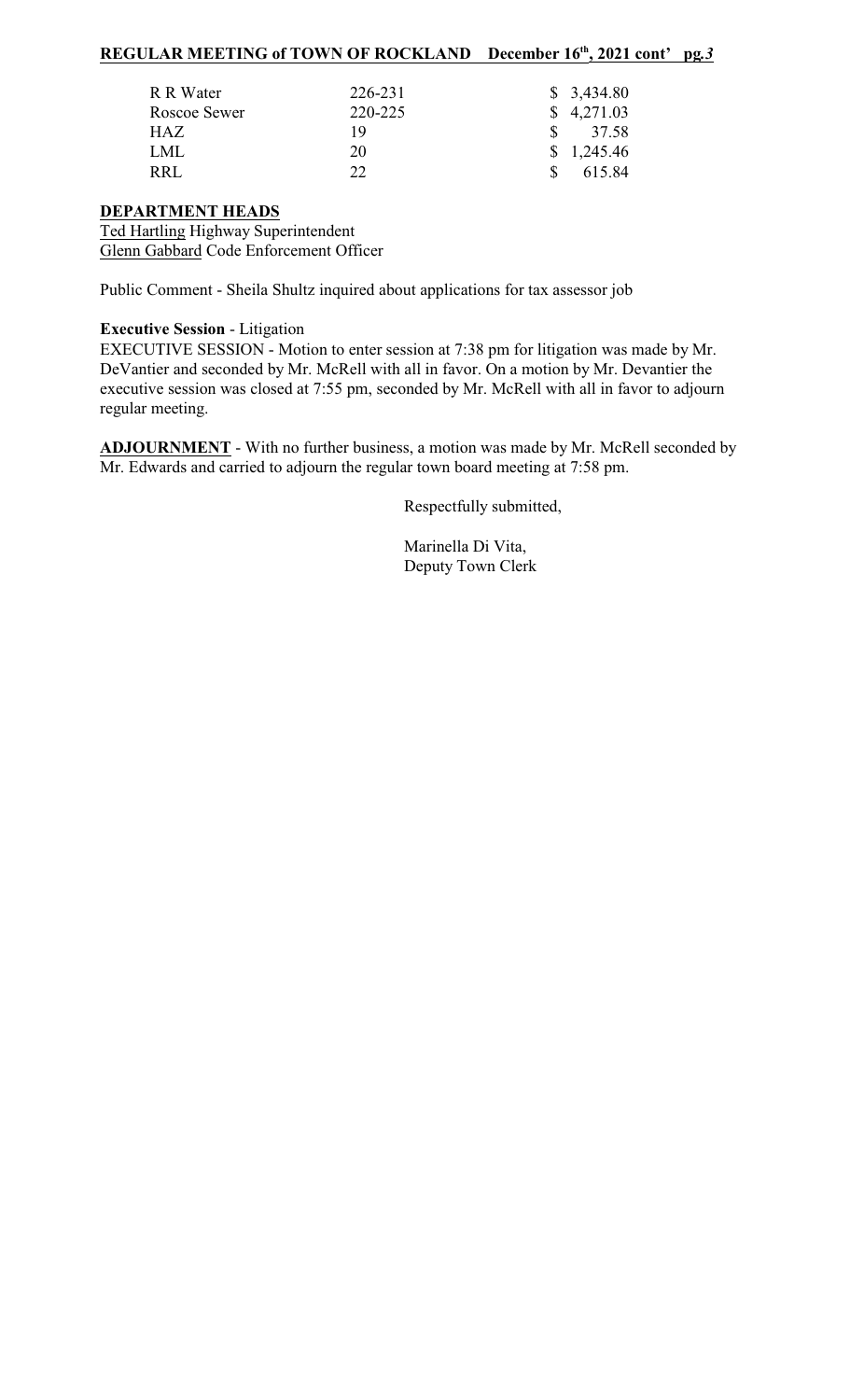| | | |
|---|---|---|
| R R Water | 226-231 | $ 3,434.80 |
| Roscoe Sewer | 220-225 | $ 4,271.03 |
| HAZ | 19 | $ 37.58 |
| LML | 20 | $ 1,245.46 |
| RRL | 22 | $ 615.84 |

**DEPARTMENT HEADS**

Ted Hartling Highway Superintendent
Glenn Gabbard Code Enforcement Officer

Public Comment - Sheila Shultz inquired about applications for tax assessor job

**Executive Session** - Litigation

EXECUTIVE SESSION - Motion to enter session at 7:38 pm for litigation was made by Mr. DeVantier and seconded by Mr. McRell with all in favor. On a motion by Mr. Devantier the executive session was closed at 7:55 pm, seconded by Mr. McRell with all in favor to adjourn regular meeting.

**ADJOURNMENT** - With no further business, a motion was made by Mr. McRell seconded by Mr. Edwards and carried to adjourn the regular town board meeting at 7:58 pm.

Respectfully submitted,

Marinella Di Vita,
Deputy Town Clerk